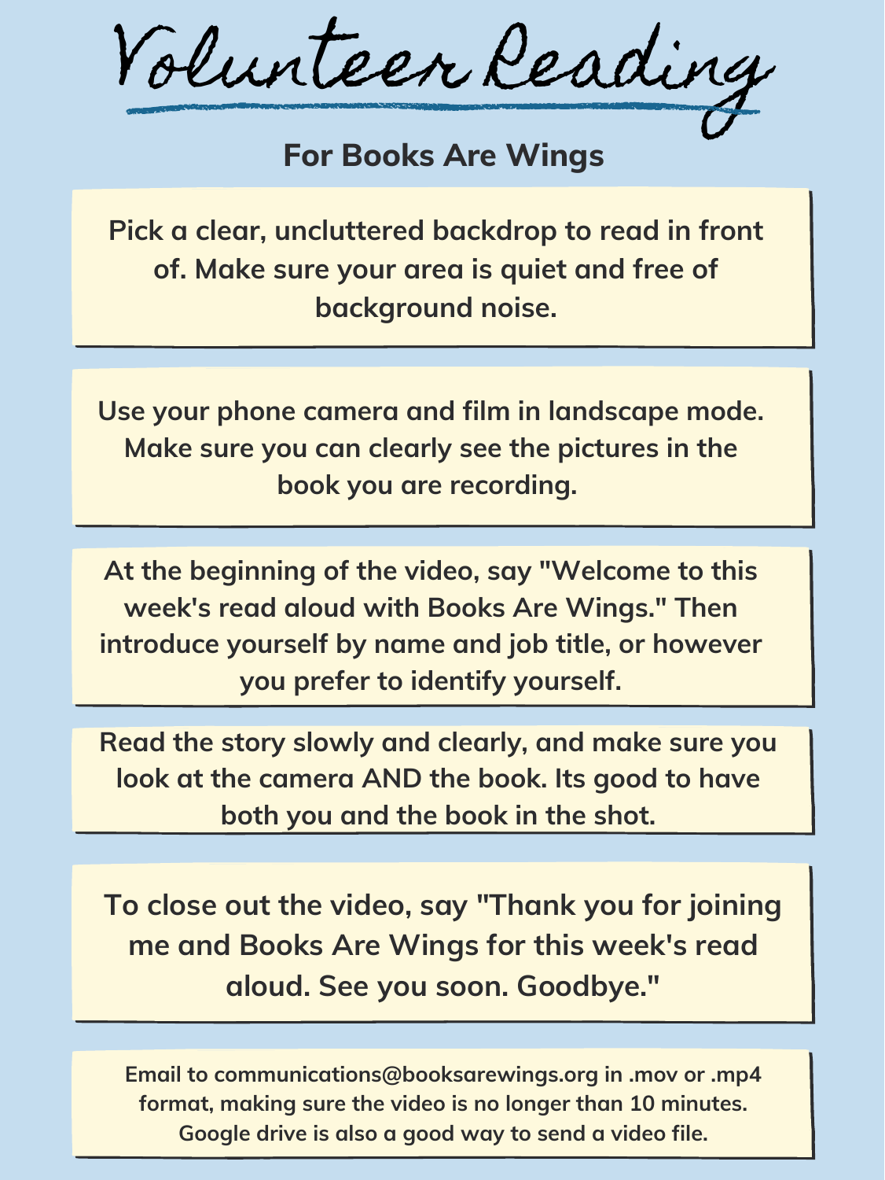# Volunteer Reading

## For Books Are Wings

Pick a clear, uncluttered backdrop to read in front of. Make sure your area is quiet and free of background noise.

Use your phone camera and film in landscape mode. Make sure you can clearly see the pictures in the book you are recording.

At the beginning of the video, say "Welcome to this week's read aloud with Books Are Wings." Then introduce yourself by name and job title, or however you prefer to identify yourself.

Read the story slowly and clearly, and make sure you look at the camera AND the book. Its good to have both you and the book in the shot.

To close out the video, say "Thank you for joining me and Books Are Wings for this week's read aloud. See you soon. Goodbye."

Email to communications@booksarewings.org in .mov or .mp4 format, making sure the video is no longer than 10 minutes. Google drive is also a good way to send a video file.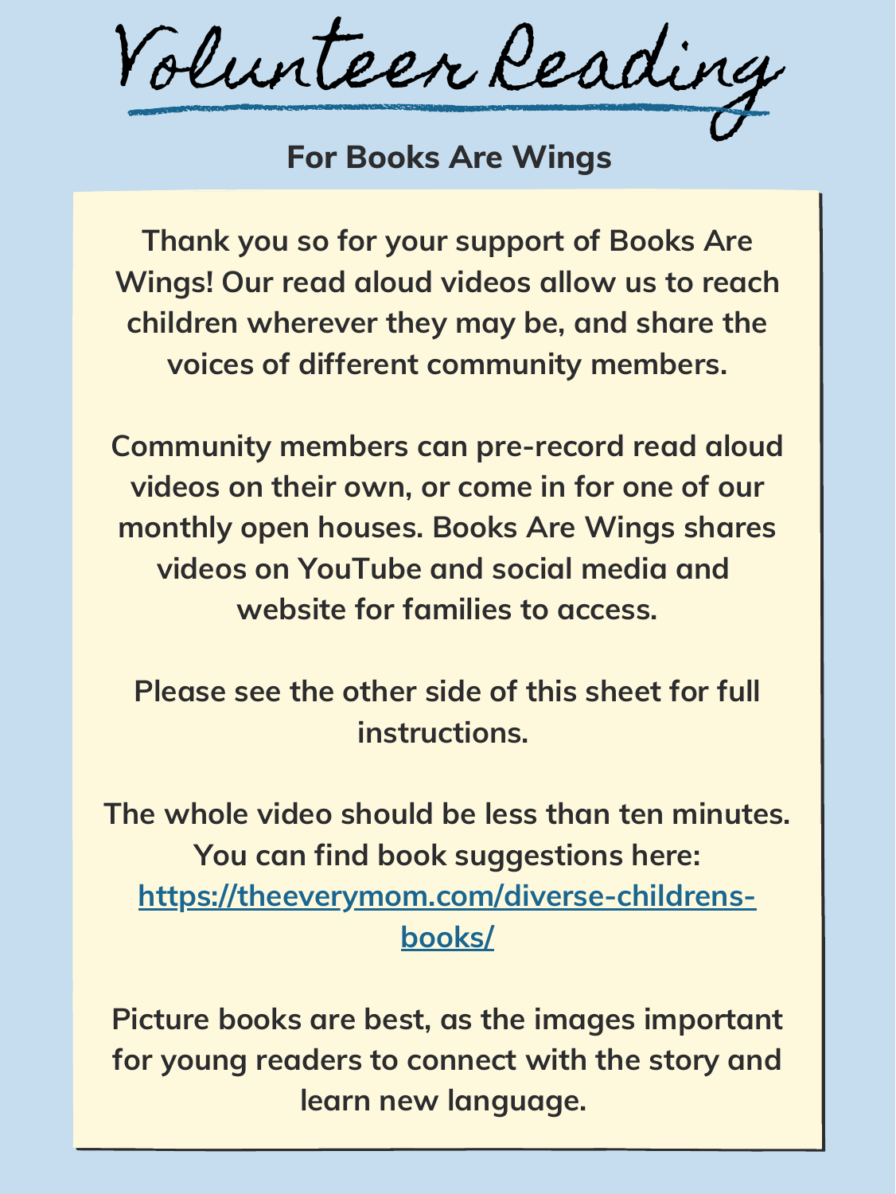# Volunteer Reading

## For Books Are Wings

**Thank you so for your support of Books Are Wings! Our read aloud videos allow us to reach children wherever they may be, and share the voices of different community members.**

**Community members can pre-record read aloud videos on their own, or come in for one of our monthly open houses. Books Are Wings shares videos on YouTube and social media and website for families to access.**

**Please see the other side of this sheet for full instructions.**

**The whole video should be less than ten minutes. You can find book suggestions here: [https://theeverymom.com/diverse-childrens-books/](https://theeverymom.com/diverse-childrens-books/)**

**Picture books are best, as the images important for young readers to connect with the story and learn new language.**